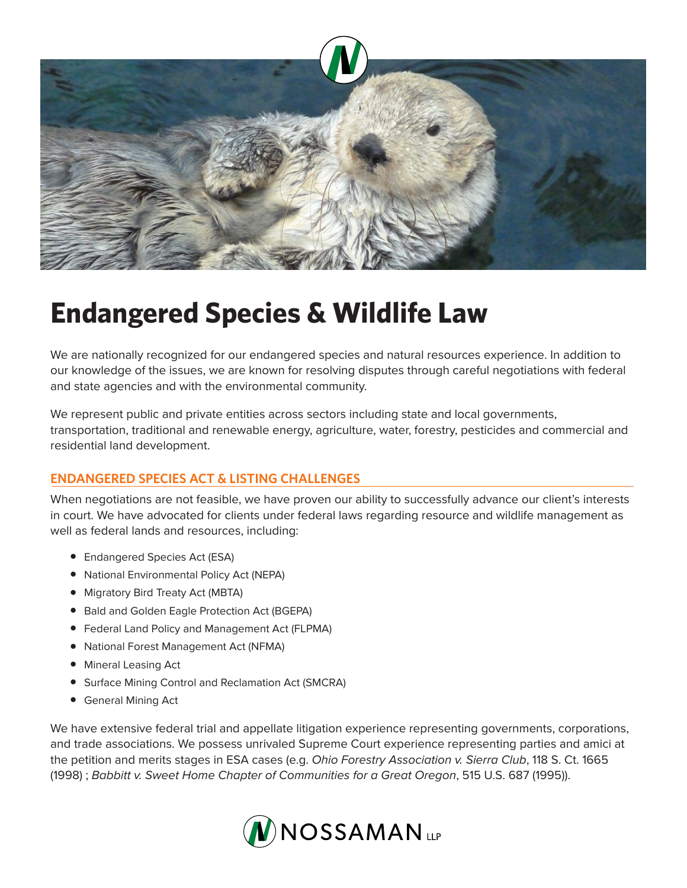# Endangered Species & Wildlife Law

We are nationally recognized for our endangered species and natural resources experience. In addition to our knowledge of the issues, we are known for resolving disputes through careful negotiations with federal and state agencies and with the environmental community.

We represent public and private entities across sectors including state and local governments, transportation, traditional and renewable energy, agriculture, water, forestry, pesticides and commercial and residential land development.

## ENDANGERED SPECIES ACT & LISTING CHALLENGES

When negotiations are not feasible, we have proven our ability to successfully advance our client's interests in court. We have advocated for clients under federal laws regarding resource and wildlife management as well as federal lands and resources, including:

- Endangered Species Act (ESA)
- National Environmental Policy Act (NEPA)
- Migratory Bird Treaty Act (MBTA)
- Bald and Golden Eagle Protection Act (BGEPA)
- Federal Land Policy and Management Act (FLPMA)
- National Forest Management Act (NFMA)
- Mineral Leasing Act
- Surface Mining Control and Reclamation Act (SMCRA)
- General Mining Act

We have extensive federal trial and appellate litigation experience representing governments, corporations, and trade associations. We possess unrivaled Supreme Court experience representing parties and amici at the petition and merits stages in ESA cases (e.g. *Ohio Forestry Association v. Sierra Club*, 118 S. Ct. 1665 (1998) ; *Babbitt v. Sweet Home Chapter of Communities for a Great Oregon*, 515 U.S. 687 (1995)).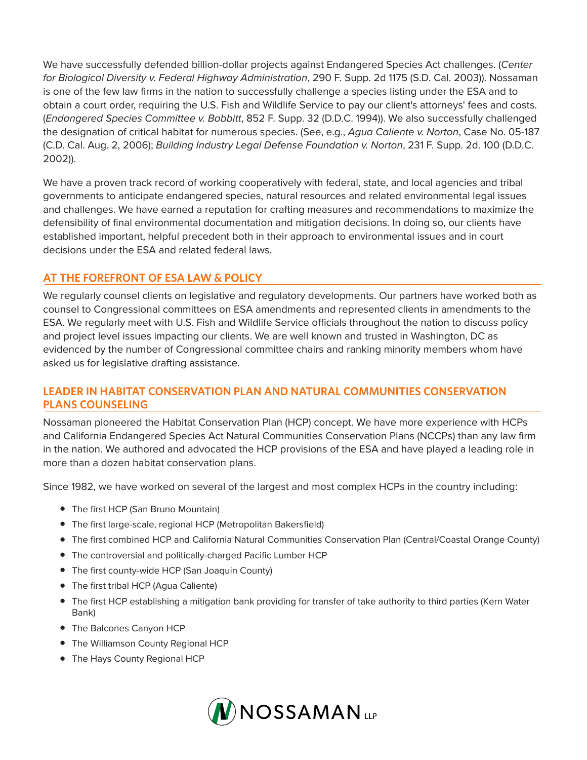We have successfully defended billion-dollar projects against Endangered Species Act challenges. (*Center for Biological Diversity v. Federal Highway Administration*, 290 F. Supp. 2d 1175 (S.D. Cal. 2003)). Nossaman is one of the few law firms in the nation to successfully challenge a species listing under the ESA and to obtain a court order, requiring the U.S. Fish and Wildlife Service to pay our client's attorneys' fees and costs. (*Endangered Species Committee v. Babbitt*, 852 F. Supp. 32 (D.D.C. 1994)). We also successfully challenged the designation of critical habitat for numerous species. (See, e.g., *Agua Caliente v. Norton*, Case No. 05-187 (C.D. Cal. Aug. 2, 2006); *Building Industry Legal Defense Foundation v. Norton*, 231 F. Supp. 2d. 100 (D.D.C. 2002)).

We have a proven track record of working cooperatively with federal, state, and local agencies and tribal governments to anticipate endangered species, natural resources and related environmental legal issues and challenges. We have earned a reputation for crafting measures and recommendations to maximize the defensibility of final environmental documentation and mitigation decisions. In doing so, our clients have established important, helpful precedent both in their approach to environmental issues and in court decisions under the ESA and related federal laws.

## AT THE FOREFRONT OF ESA LAW & POLICY

We regularly counsel clients on legislative and regulatory developments. Our partners have worked both as counsel to Congressional committees on ESA amendments and represented clients in amendments to the ESA. We regularly meet with U.S. Fish and Wildlife Service officials throughout the nation to discuss policy and project level issues impacting our clients. We are well known and trusted in Washington, DC as evidenced by the number of Congressional committee chairs and ranking minority members whom have asked us for legislative drafting assistance.

## LEADER IN HABITAT CONSERVATION PLAN AND NATURAL COMMUNITIES CONSERVATION PLANS COUNSELING

Nossaman pioneered the Habitat Conservation Plan (HCP) concept. We have more experience with HCPs and California Endangered Species Act Natural Communities Conservation Plans (NCCPs) than any law firm in the nation. We authored and advocated the HCP provisions of the ESA and have played a leading role in more than a dozen habitat conservation plans.

Since 1982, we have worked on several of the largest and most complex HCPs in the country including:

- The first HCP (San Bruno Mountain)
- The first large-scale, regional HCP (Metropolitan Bakersfield)
- The first combined HCP and California Natural Communities Conservation Plan (Central/Coastal Orange County)
- The controversial and politically-charged Pacific Lumber HCP
- The first county-wide HCP (San Joaquin County)
- The first tribal HCP (Agua Caliente)
- The first HCP establishing a mitigation bank providing for transfer of take authority to third parties (Kern Water Bank)
- The Balcones Canyon HCP
- The Williamson County Regional HCP
- The Hays County Regional HCP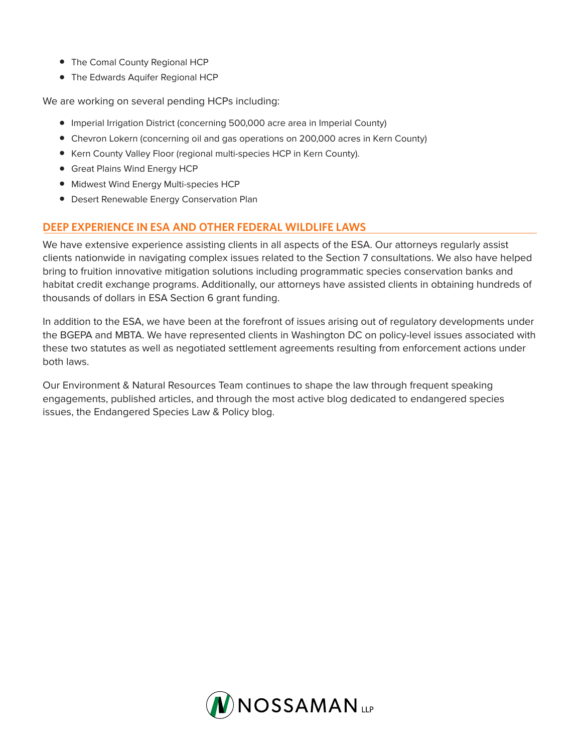- The Comal County Regional HCP
- The Edwards Aquifer Regional HCP

We are working on several pending HCPs including:

- Imperial Irrigation District (concerning 500,000 acre area in Imperial County)
- Chevron Lokern (concerning oil and gas operations on 200,000 acres in Kern County)
- Kern County Valley Floor (regional multi-species HCP in Kern County).
- Great Plains Wind Energy HCP
- Midwest Wind Energy Multi-species HCP
- Desert Renewable Energy Conservation Plan

## DEEP EXPERIENCE IN ESA AND OTHER FEDERAL WILDLIFE LAWS

We have extensive experience assisting clients in all aspects of the ESA. Our attorneys regularly assist clients nationwide in navigating complex issues related to the Section 7 consultations. We also have helped bring to fruition innovative mitigation solutions including programmatic species conservation banks and habitat credit exchange programs. Additionally, our attorneys have assisted clients in obtaining hundreds of thousands of dollars in ESA Section 6 grant funding.

In addition to the ESA, we have been at the forefront of issues arising out of regulatory developments under the BGEPA and MBTA. We have represented clients in Washington DC on policy-level issues associated with these two statutes as well as negotiated settlement agreements resulting from enforcement actions under both laws.

Our Environment & Natural Resources Team continues to shape the law through frequent speaking engagements, published articles, and through the most active blog dedicated to endangered species issues, the Endangered Species Law & Policy blog.

NOSSAMAN LLP